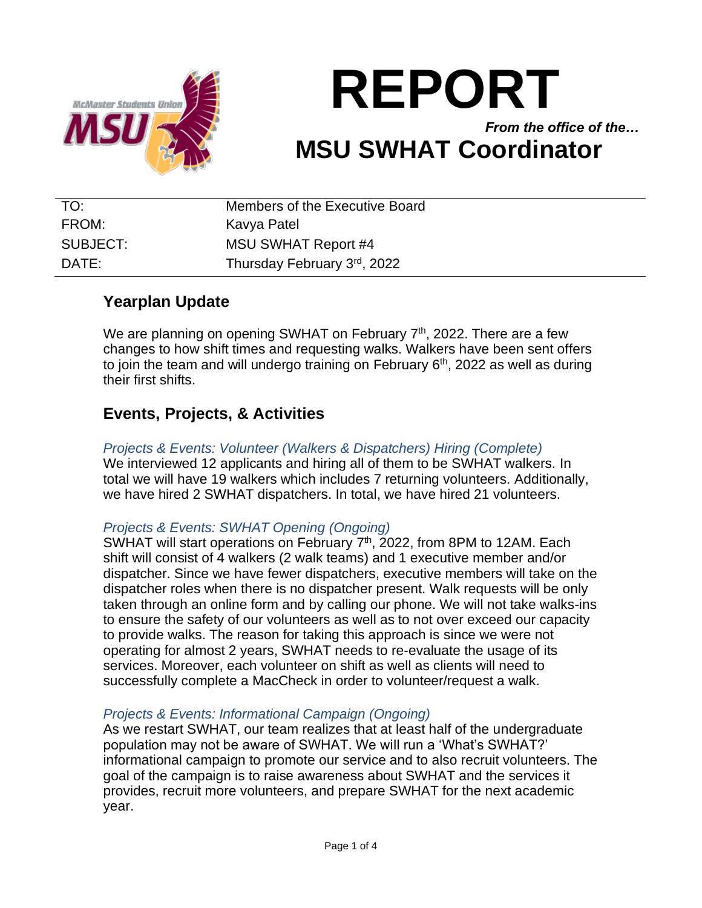# REPORT

*From the office of the…*

## MSU SWHAT Coordinator

| | |
|---|---|
| TO: | Members of the Executive Board |
| FROM: | Kavya Patel |
| SUBJECT: | MSU SWHAT Report #4 |
| DATE: | Thursday February 3rd, 2022 |

## Yearplan Update

We are planning on opening SWHAT on February 7th, 2022. There are a few changes to how shift times and requesting walks. Walkers have been sent offers to join the team and will undergo training on February 6th, 2022 as well as during their first shifts.

## Events, Projects, & Activities

*Projects & Events: Volunteer (Walkers & Dispatchers) Hiring (Complete)*

We interviewed 12 applicants and hiring all of them to be SWHAT walkers. In total we will have 19 walkers which includes 7 returning volunteers. Additionally, we have hired 2 SWHAT dispatchers. In total, we have hired 21 volunteers.

*Projects & Events: SWHAT Opening (Ongoing)*

SWHAT will start operations on February 7th, 2022, from 8PM to 12AM. Each shift will consist of 4 walkers (2 walk teams) and 1 executive member and/or dispatcher. Since we have fewer dispatchers, executive members will take on the dispatcher roles when there is no dispatcher present. Walk requests will be only taken through an online form and by calling our phone. We will not take walks-ins to ensure the safety of our volunteers as well as to not over exceed our capacity to provide walks. The reason for taking this approach is since we were not operating for almost 2 years, SWHAT needs to re-evaluate the usage of its services. Moreover, each volunteer on shift as well as clients will need to successfully complete a MacCheck in order to volunteer/request a walk.

*Projects & Events: Informational Campaign (Ongoing)*

As we restart SWHAT, our team realizes that at least half of the undergraduate population may not be aware of SWHAT. We will run a 'What's SWHAT?' informational campaign to promote our service and to also recruit volunteers. The goal of the campaign is to raise awareness about SWHAT and the services it provides, recruit more volunteers, and prepare SWHAT for the next academic year.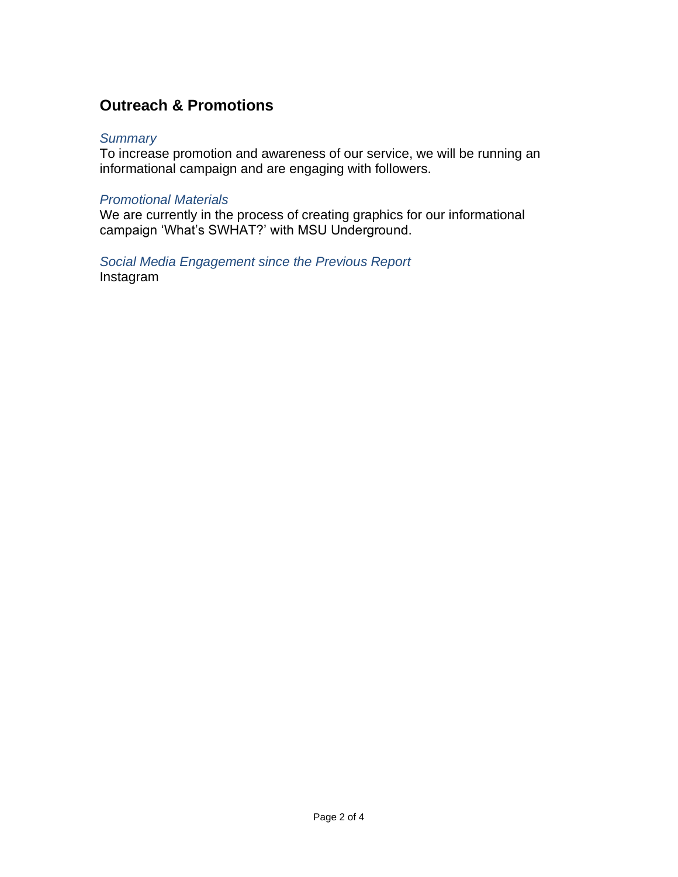## Outreach & Promotions

### *Summary*

To increase promotion and awareness of our service, we will be running an informational campaign and are engaging with followers.

### *Promotional Materials*

We are currently in the process of creating graphics for our informational campaign 'What's SWHAT?' with MSU Underground.

### *Social Media Engagement since the Previous Report*

Instagram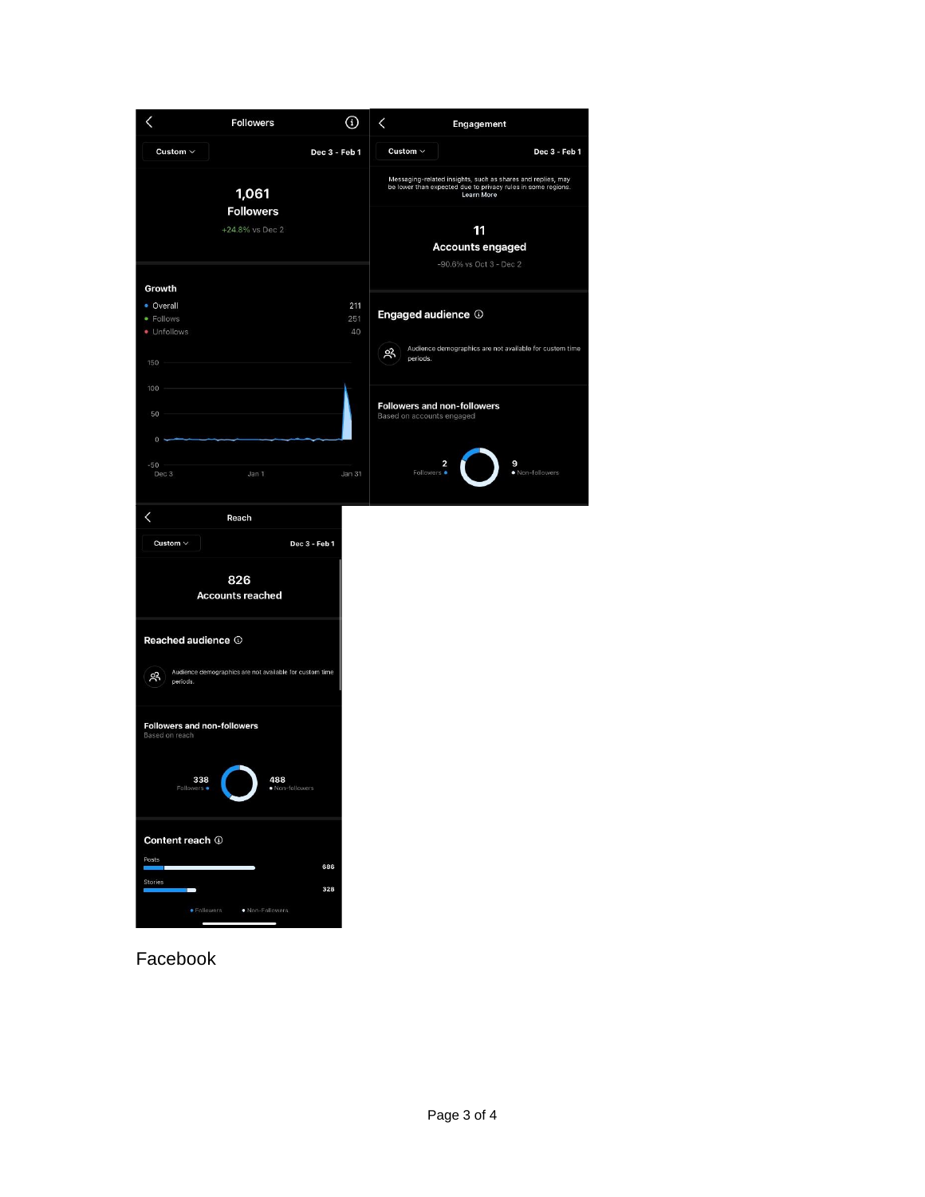Followers

Custom | Dec 3 - Feb 1

**1,061**
**Followers**
+24.8% vs Dec 2

**Growth**

| | |
|---|---|
| Overall | 211 |
| Follows | 251 |
| Unfollows | 40 |

Engagement

Custom | Dec 3 - Feb 1

Messaging-related insights, such as shares and replies, may be lower than expected due to privacy rules in some regions. Learn More

**11**
**Accounts engaged**
-90.6% vs Oct 3 - Dec 2

**Engaged audience**

Audience demographics are not available for custom time periods.

**Followers and non-followers**
Based on accounts engaged

2 Followers | 9 Non-followers

Reach

Custom | Dec 3 - Feb 1

**826**
**Accounts reached**

**Reached audience**

Audience demographics are not available for custom time periods.

**Followers and non-followers**
Based on reach

338 Followers | 488 Non-followers

**Content reach**

| | |
|---|---|
| Posts | 686 |
| Stories | 328 |

Followers | Non-Followers

Facebook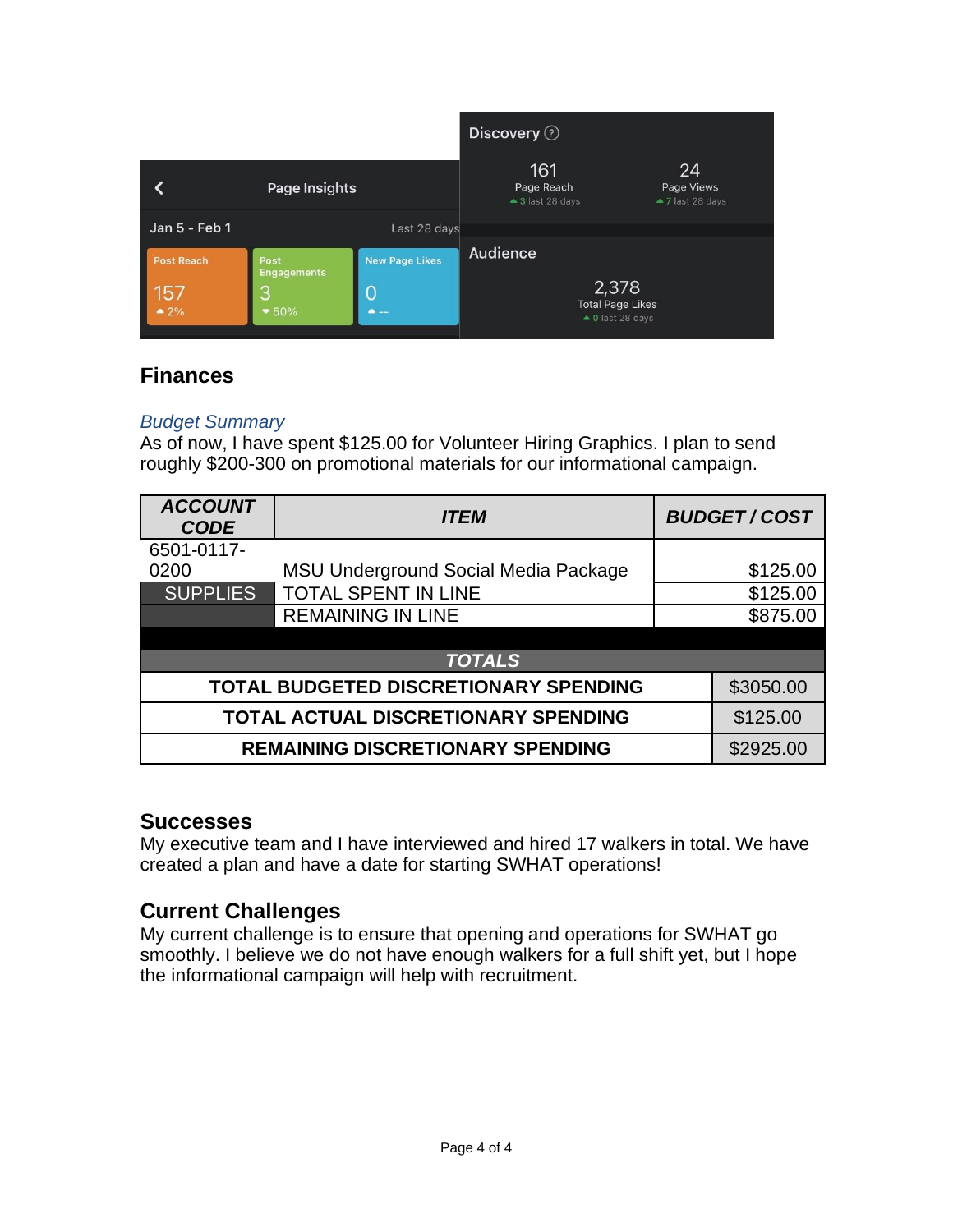Page Insights

Jan 5 - Feb 1 Last 28 days

Post Reach
157
▲2%

Post Engagements
3
▼50%

New Page Likes
0
▲--

Discovery

161
Page Reach
▲3 last 28 days

24
Page Views
▲7 last 28 days

Audience

2,378
Total Page Likes
▲0 last 28 days

## Finances

*Budget Summary*

As of now, I have spent $125.00 for Volunteer Hiring Graphics. I plan to send roughly $200-300 on promotional materials for our informational campaign.

| ***ACCOUNT CODE*** | ***ITEM*** | ***BUDGET / COST*** |
|---|---|---|
| 6501-0117-0200 | MSU Underground Social Media Package | $125.00 |
| SUPPLIES | TOTAL SPENT IN LINE | $125.00 |
| | REMAINING IN LINE | $875.00 |

| ***TOTALS*** | |
|---|---|
| **TOTAL BUDGETED DISCRETIONARY SPENDING** | $3050.00 |
| **TOTAL ACTUAL DISCRETIONARY SPENDING** | $125.00 |
| **REMAINING DISCRETIONARY SPENDING** | $2925.00 |

## Successes

My executive team and I have interviewed and hired 17 walkers in total. We have created a plan and have a date for starting SWHAT operations!

## Current Challenges

My current challenge is to ensure that opening and operations for SWHAT go smoothly. I believe we do not have enough walkers for a full shift yet, but I hope the informational campaign will help with recruitment.